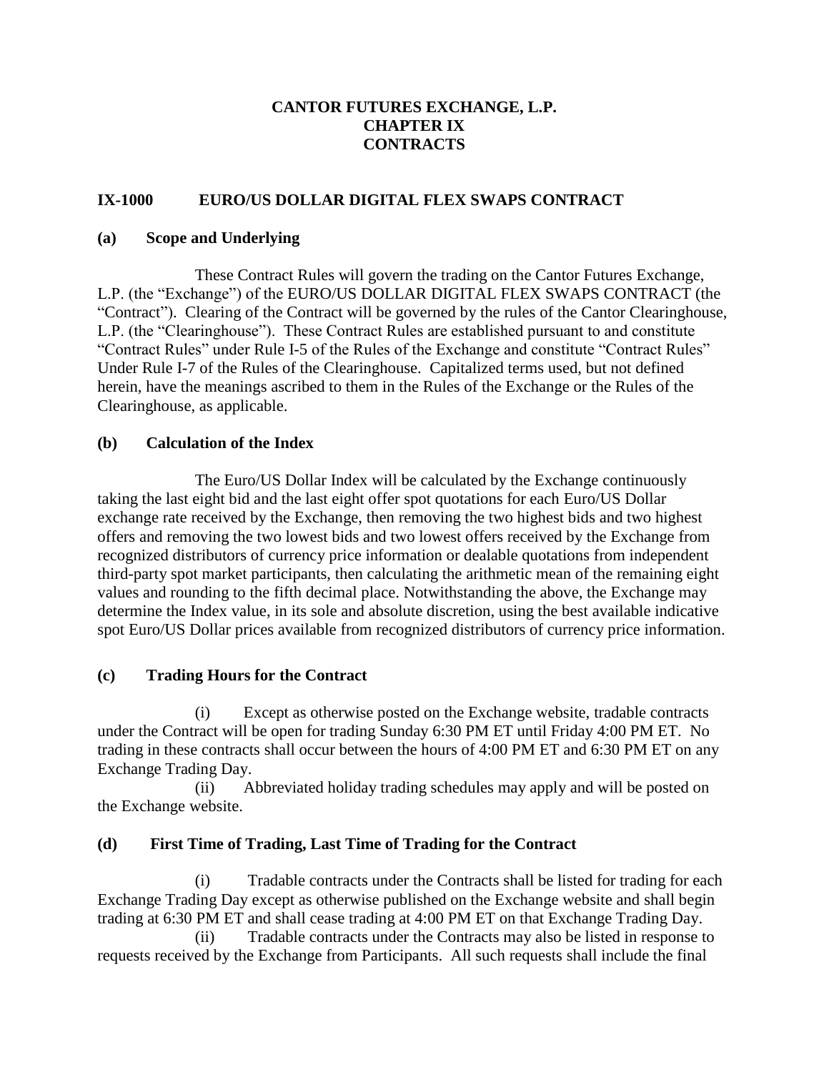# CANTOR FUTURES EXCHANGE, L.P.
# CHAPTER IX
# CONTRACTS

## IX-1000 EURO/US DOLLAR DIGITAL FLEX SWAPS CONTRACT

### (a) Scope and Underlying

These Contract Rules will govern the trading on the Cantor Futures Exchange, L.P. (the "Exchange") of the EURO/US DOLLAR DIGITAL FLEX SWAPS CONTRACT (the "Contract"). Clearing of the Contract will be governed by the rules of the Cantor Clearinghouse, L.P. (the "Clearinghouse"). These Contract Rules are established pursuant to and constitute "Contract Rules" under Rule I-5 of the Rules of the Exchange and constitute "Contract Rules" Under Rule I-7 of the Rules of the Clearinghouse. Capitalized terms used, but not defined herein, have the meanings ascribed to them in the Rules of the Exchange or the Rules of the Clearinghouse, as applicable.

### (b) Calculation of the Index

The Euro/US Dollar Index will be calculated by the Exchange continuously taking the last eight bid and the last eight offer spot quotations for each Euro/US Dollar exchange rate received by the Exchange, then removing the two highest bids and two highest offers and removing the two lowest bids and two lowest offers received by the Exchange from recognized distributors of currency price information or dealable quotations from independent third-party spot market participants, then calculating the arithmetic mean of the remaining eight values and rounding to the fifth decimal place. Notwithstanding the above, the Exchange may determine the Index value, in its sole and absolute discretion, using the best available indicative spot Euro/US Dollar prices available from recognized distributors of currency price information.

### (c) Trading Hours for the Contract

(i) Except as otherwise posted on the Exchange website, tradable contracts under the Contract will be open for trading Sunday 6:30 PM ET until Friday 4:00 PM ET. No trading in these contracts shall occur between the hours of 4:00 PM ET and 6:30 PM ET on any Exchange Trading Day.

(ii) Abbreviated holiday trading schedules may apply and will be posted on the Exchange website.

### (d) First Time of Trading, Last Time of Trading for the Contract

(i) Tradable contracts under the Contracts shall be listed for trading for each Exchange Trading Day except as otherwise published on the Exchange website and shall begin trading at 6:30 PM ET and shall cease trading at 4:00 PM ET on that Exchange Trading Day.

(ii) Tradable contracts under the Contracts may also be listed in response to requests received by the Exchange from Participants. All such requests shall include the final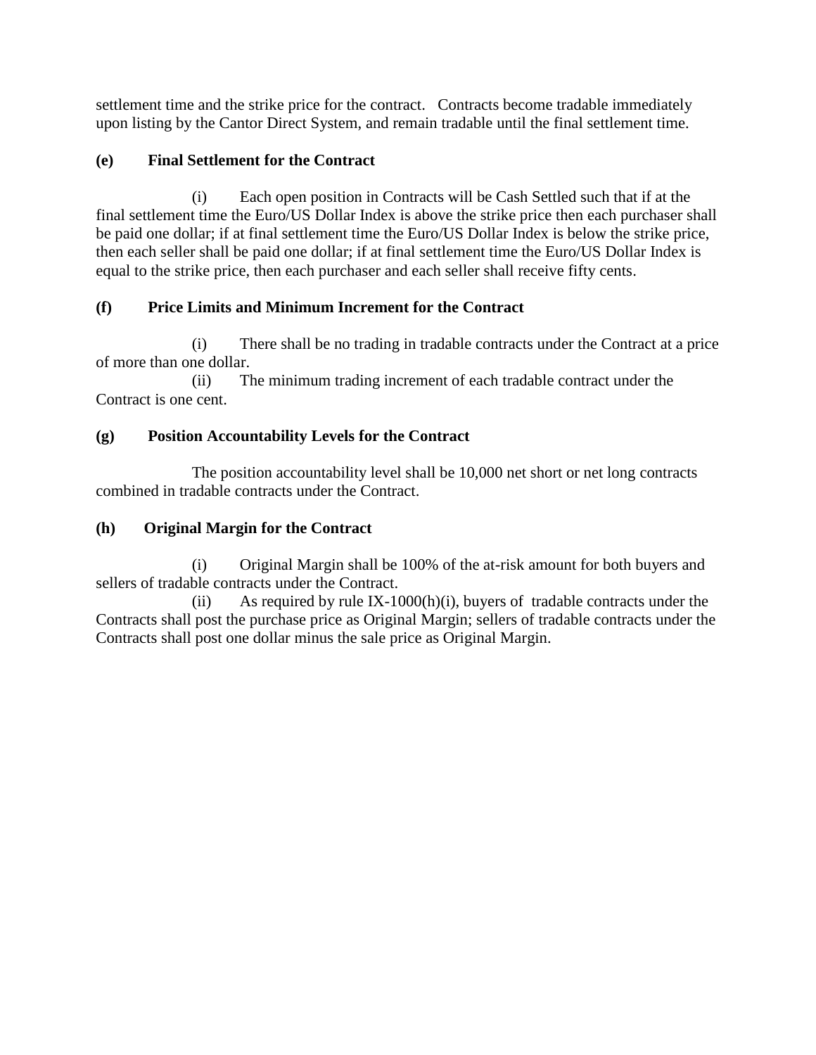settlement time and the strike price for the contract. Contracts become tradable immediately upon listing by the Cantor Direct System, and remain tradable until the final settlement time.

**(e) Final Settlement for the Contract**

(i) Each open position in Contracts will be Cash Settled such that if at the final settlement time the Euro/US Dollar Index is above the strike price then each purchaser shall be paid one dollar; if at final settlement time the Euro/US Dollar Index is below the strike price, then each seller shall be paid one dollar; if at final settlement time the Euro/US Dollar Index is equal to the strike price, then each purchaser and each seller shall receive fifty cents.

**(f) Price Limits and Minimum Increment for the Contract**

(i) There shall be no trading in tradable contracts under the Contract at a price of more than one dollar.

(ii) The minimum trading increment of each tradable contract under the Contract is one cent.

**(g) Position Accountability Levels for the Contract**

The position accountability level shall be 10,000 net short or net long contracts combined in tradable contracts under the Contract.

**(h) Original Margin for the Contract**

(i) Original Margin shall be 100% of the at-risk amount for both buyers and sellers of tradable contracts under the Contract.

(ii) As required by rule IX-1000(h)(i), buyers of tradable contracts under the Contracts shall post the purchase price as Original Margin; sellers of tradable contracts under the Contracts shall post one dollar minus the sale price as Original Margin.